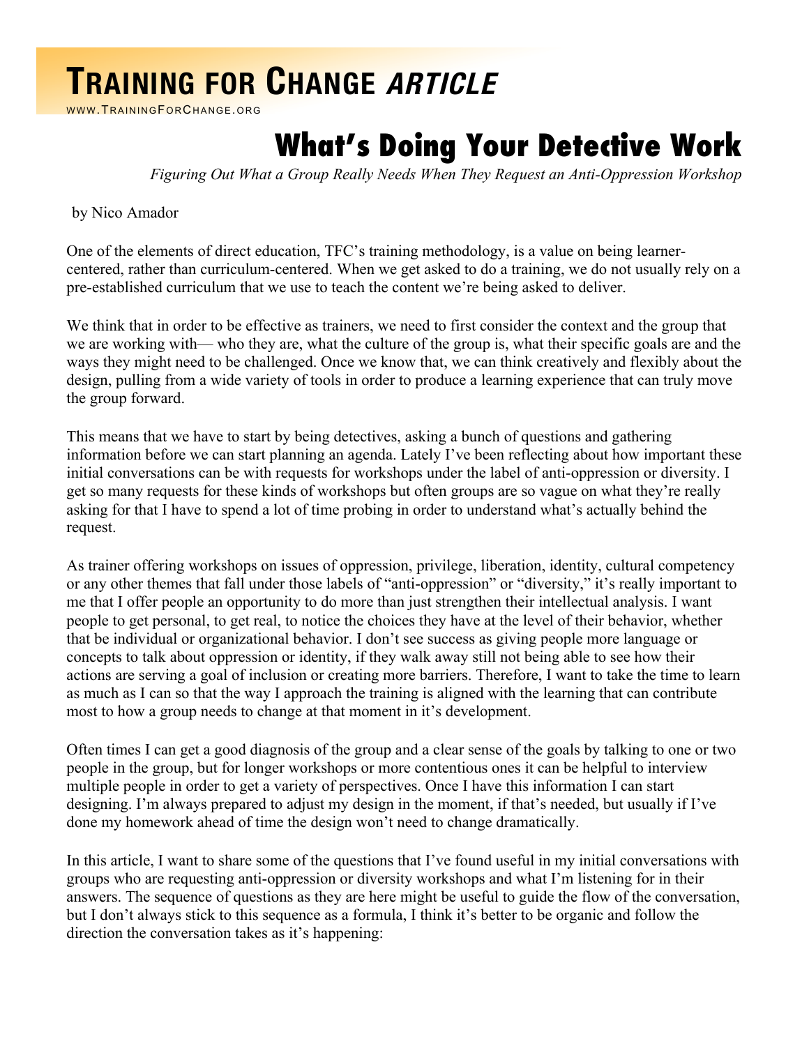# TRAINING FOR CHANGE *ARTICLE*

WWW.TRAININGFORCHANGE.ORG

# What's Doing Your Detective Work

*Figuring Out What a Group Really Needs When They Request an Anti-Oppression Workshop*

by Nico Amador

One of the elements of direct education, TFC's training methodology, is a value on being learner-centered, rather than curriculum-centered. When we get asked to do a training, we do not usually rely on a pre-established curriculum that we use to teach the content we're being asked to deliver.

We think that in order to be effective as trainers, we need to first consider the context and the group that we are working with— who they are, what the culture of the group is, what their specific goals are and the ways they might need to be challenged. Once we know that, we can think creatively and flexibly about the design, pulling from a wide variety of tools in order to produce a learning experience that can truly move the group forward.

This means that we have to start by being detectives, asking a bunch of questions and gathering information before we can start planning an agenda. Lately I've been reflecting about how important these initial conversations can be with requests for workshops under the label of anti-oppression or diversity. I get so many requests for these kinds of workshops but often groups are so vague on what they're really asking for that I have to spend a lot of time probing in order to understand what's actually behind the request.

As trainer offering workshops on issues of oppression, privilege, liberation, identity, cultural competency or any other themes that fall under those labels of "anti-oppression" or "diversity," it's really important to me that I offer people an opportunity to do more than just strengthen their intellectual analysis. I want people to get personal, to get real, to notice the choices they have at the level of their behavior, whether that be individual or organizational behavior. I don't see success as giving people more language or concepts to talk about oppression or identity, if they walk away still not being able to see how their actions are serving a goal of inclusion or creating more barriers. Therefore, I want to take the time to learn as much as I can so that the way I approach the training is aligned with the learning that can contribute most to how a group needs to change at that moment in it's development.

Often times I can get a good diagnosis of the group and a clear sense of the goals by talking to one or two people in the group, but for longer workshops or more contentious ones it can be helpful to interview multiple people in order to get a variety of perspectives. Once I have this information I can start designing. I'm always prepared to adjust my design in the moment, if that's needed, but usually if I've done my homework ahead of time the design won't need to change dramatically.

In this article, I want to share some of the questions that I've found useful in my initial conversations with groups who are requesting anti-oppression or diversity workshops and what I'm listening for in their answers. The sequence of questions as they are here might be useful to guide the flow of the conversation, but I don't always stick to this sequence as a formula, I think it's better to be organic and follow the direction the conversation takes as it's happening: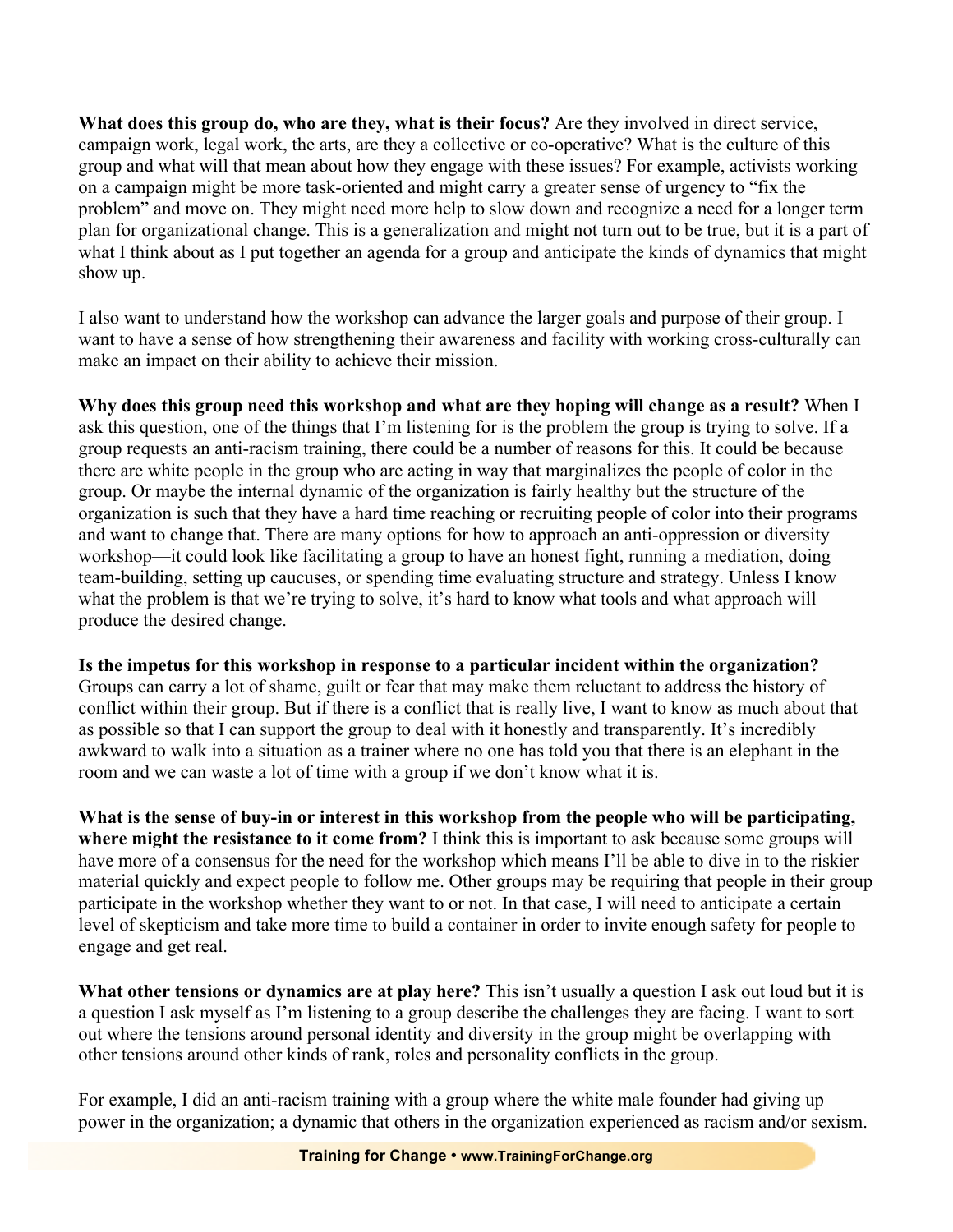**What does this group do, who are they, what is their focus?** Are they involved in direct service, campaign work, legal work, the arts, are they a collective or co-operative? What is the culture of this group and what will that mean about how they engage with these issues? For example, activists working on a campaign might be more task-oriented and might carry a greater sense of urgency to "fix the problem" and move on. They might need more help to slow down and recognize a need for a longer term plan for organizational change. This is a generalization and might not turn out to be true, but it is a part of what I think about as I put together an agenda for a group and anticipate the kinds of dynamics that might show up.

I also want to understand how the workshop can advance the larger goals and purpose of their group. I want to have a sense of how strengthening their awareness and facility with working cross-culturally can make an impact on their ability to achieve their mission.

**Why does this group need this workshop and what are they hoping will change as a result?** When I ask this question, one of the things that I'm listening for is the problem the group is trying to solve. If a group requests an anti-racism training, there could be a number of reasons for this. It could be because there are white people in the group who are acting in way that marginalizes the people of color in the group. Or maybe the internal dynamic of the organization is fairly healthy but the structure of the organization is such that they have a hard time reaching or recruiting people of color into their programs and want to change that. There are many options for how to approach an anti-oppression or diversity workshop—it could look like facilitating a group to have an honest fight, running a mediation, doing team-building, setting up caucuses, or spending time evaluating structure and strategy. Unless I know what the problem is that we're trying to solve, it's hard to know what tools and what approach will produce the desired change.

**Is the impetus for this workshop in response to a particular incident within the organization?** Groups can carry a lot of shame, guilt or fear that may make them reluctant to address the history of conflict within their group. But if there is a conflict that is really live, I want to know as much about that as possible so that I can support the group to deal with it honestly and transparently. It's incredibly awkward to walk into a situation as a trainer where no one has told you that there is an elephant in the room and we can waste a lot of time with a group if we don't know what it is.

**What is the sense of buy-in or interest in this workshop from the people who will be participating, where might the resistance to it come from?** I think this is important to ask because some groups will have more of a consensus for the need for the workshop which means I'll be able to dive in to the riskier material quickly and expect people to follow me. Other groups may be requiring that people in their group participate in the workshop whether they want to or not. In that case, I will need to anticipate a certain level of skepticism and take more time to build a container in order to invite enough safety for people to engage and get real.

**What other tensions or dynamics are at play here?** This isn't usually a question I ask out loud but it is a question I ask myself as I'm listening to a group describe the challenges they are facing. I want to sort out where the tensions around personal identity and diversity in the group might be overlapping with other tensions around other kinds of rank, roles and personality conflicts in the group.

For example, I did an anti-racism training with a group where the white male founder had giving up power in the organization; a dynamic that others in the organization experienced as racism and/or sexism.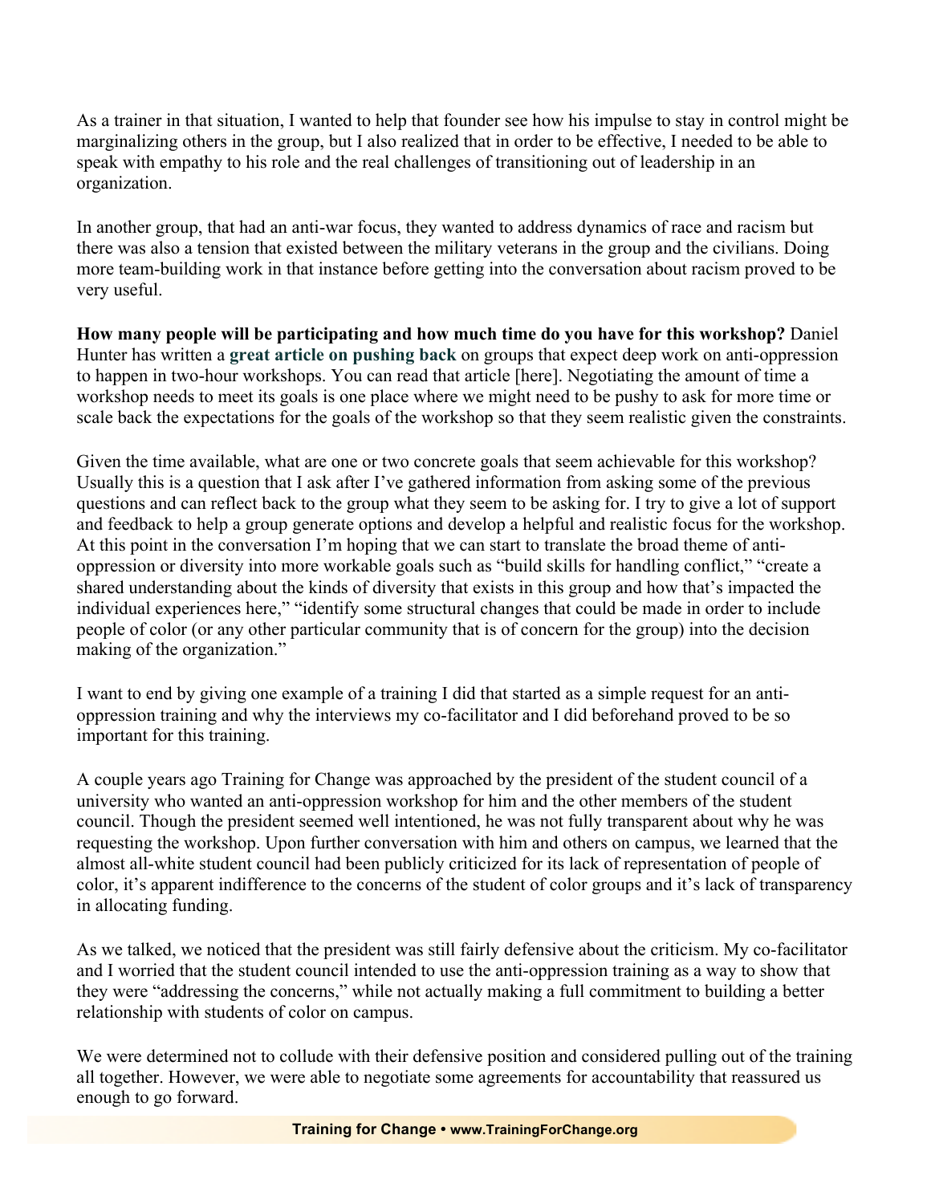As a trainer in that situation, I wanted to help that founder see how his impulse to stay in control might be marginalizing others in the group, but I also realized that in order to be effective, I needed to be able to speak with empathy to his role and the real challenges of transitioning out of leadership in an organization.

In another group, that had an anti-war focus, they wanted to address dynamics of race and racism but there was also a tension that existed between the military veterans in the group and the civilians. Doing more team-building work in that instance before getting into the conversation about racism proved to be very useful.

**How many people will be participating and how much time do you have for this workshop?** Daniel Hunter has written a **great article on pushing back** on groups that expect deep work on anti-oppression to happen in two-hour workshops. You can read that article [here]. Negotiating the amount of time a workshop needs to meet its goals is one place where we might need to be pushy to ask for more time or scale back the expectations for the goals of the workshop so that they seem realistic given the constraints.

Given the time available, what are one or two concrete goals that seem achievable for this workshop? Usually this is a question that I ask after I've gathered information from asking some of the previous questions and can reflect back to the group what they seem to be asking for. I try to give a lot of support and feedback to help a group generate options and develop a helpful and realistic focus for the workshop. At this point in the conversation I'm hoping that we can start to translate the broad theme of anti-oppression or diversity into more workable goals such as "build skills for handling conflict," "create a shared understanding about the kinds of diversity that exists in this group and how that's impacted the individual experiences here," "identify some structural changes that could be made in order to include people of color (or any other particular community that is of concern for the group) into the decision making of the organization."

I want to end by giving one example of a training I did that started as a simple request for an anti-oppression training and why the interviews my co-facilitator and I did beforehand proved to be so important for this training.

A couple years ago Training for Change was approached by the president of the student council of a university who wanted an anti-oppression workshop for him and the other members of the student council. Though the president seemed well intentioned, he was not fully transparent about why he was requesting the workshop. Upon further conversation with him and others on campus, we learned that the almost all-white student council had been publicly criticized for its lack of representation of people of color, it's apparent indifference to the concerns of the student of color groups and it's lack of transparency in allocating funding.

As we talked, we noticed that the president was still fairly defensive about the criticism. My co-facilitator and I worried that the student council intended to use the anti-oppression training as a way to show that they were "addressing the concerns," while not actually making a full commitment to building a better relationship with students of color on campus.

We were determined not to collude with their defensive position and considered pulling out of the training all together. However, we were able to negotiate some agreements for accountability that reassured us enough to go forward.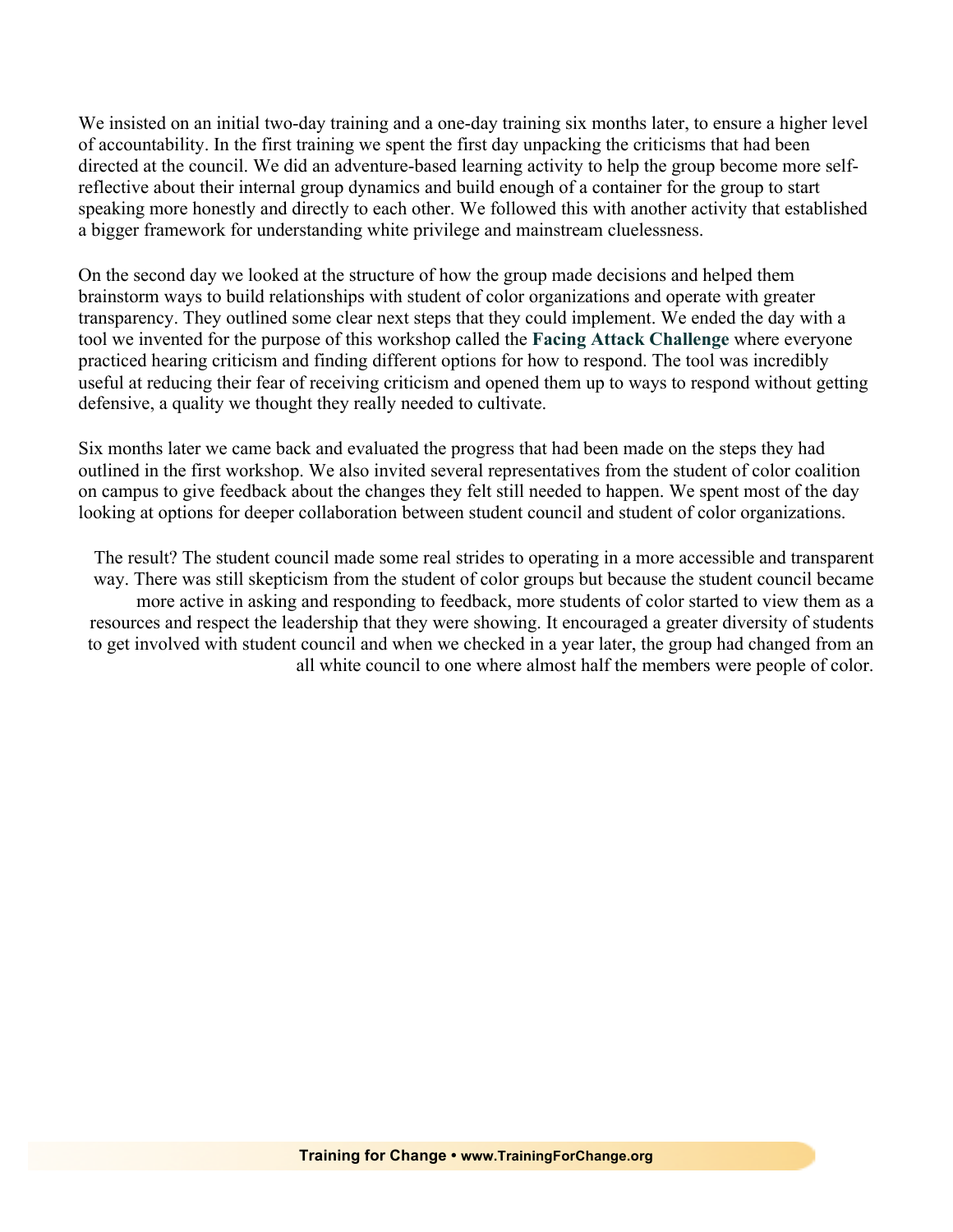We insisted on an initial two-day training and a one-day training six months later, to ensure a higher level of accountability. In the first training we spent the first day unpacking the criticisms that had been directed at the council. We did an adventure-based learning activity to help the group become more self-reflective about their internal group dynamics and build enough of a container for the group to start speaking more honestly and directly to each other. We followed this with another activity that established a bigger framework for understanding white privilege and mainstream cluelessness.

On the second day we looked at the structure of how the group made decisions and helped them brainstorm ways to build relationships with student of color organizations and operate with greater transparency. They outlined some clear next steps that they could implement. We ended the day with a tool we invented for the purpose of this workshop called the **Facing Attack Challenge** where everyone practiced hearing criticism and finding different options for how to respond. The tool was incredibly useful at reducing their fear of receiving criticism and opened them up to ways to respond without getting defensive, a quality we thought they really needed to cultivate.

Six months later we came back and evaluated the progress that had been made on the steps they had outlined in the first workshop. We also invited several representatives from the student of color coalition on campus to give feedback about the changes they felt still needed to happen. We spent most of the day looking at options for deeper collaboration between student council and student of color organizations.

The result? The student council made some real strides to operating in a more accessible and transparent way. There was still skepticism from the student of color groups but because the student council became more active in asking and responding to feedback, more students of color started to view them as a resources and respect the leadership that they were showing. It encouraged a greater diversity of students to get involved with student council and when we checked in a year later, the group had changed from an all white council to one where almost half the members were people of color.